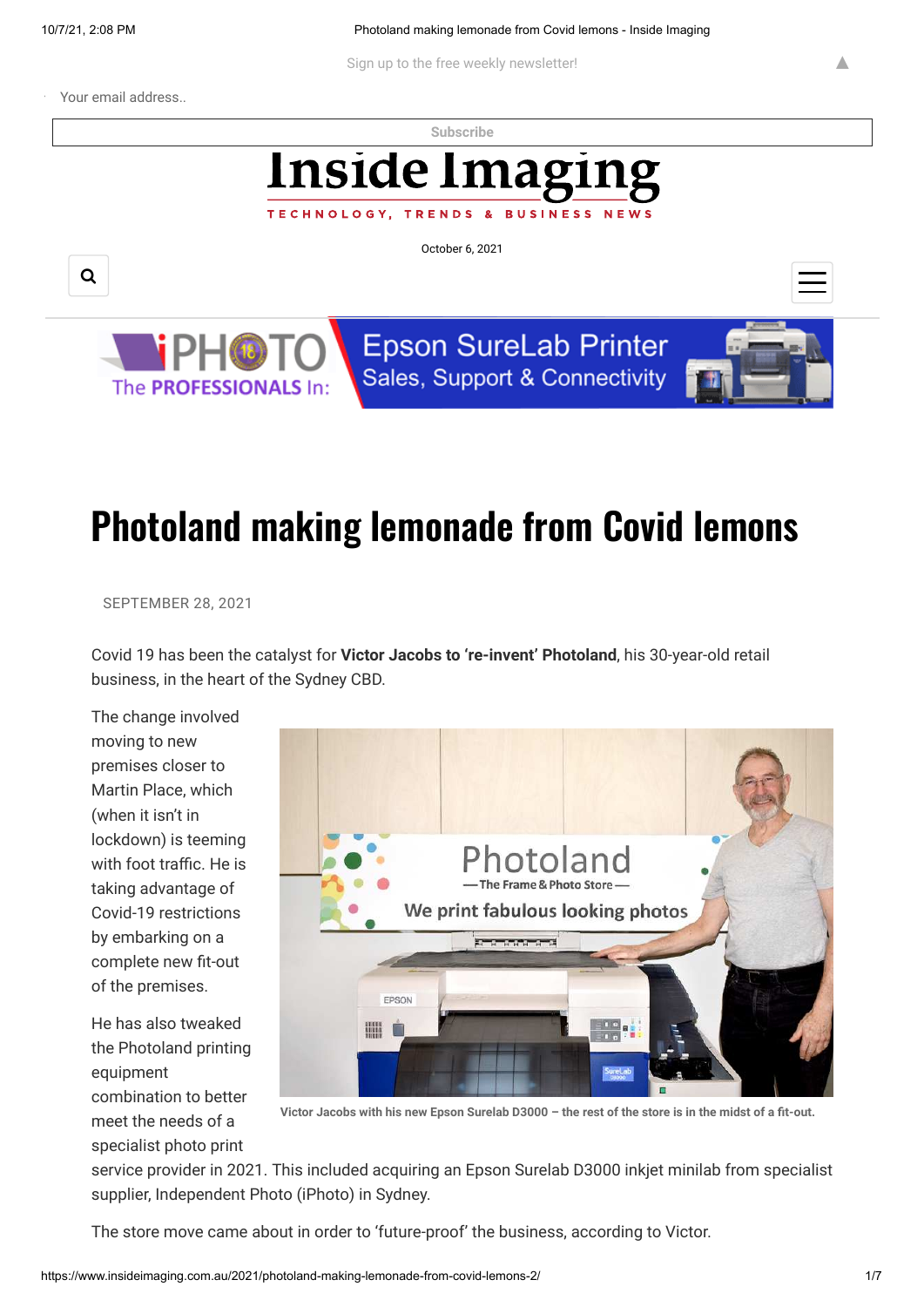# Photoland making lemonade from Covid lemons

SEPTEMBER 28, 2021

Covid 19 has been the catalyst for **Victor Jacobs to 're-invent' Photoland**, his 30-year-old retail business, in the heart of the Sydney CBD.

The change involved moving to new premises closer to Martin Place, which (when it isn't in lockdown) is teeming with foot traffic. He is taking advantage of Covid-19 restrictions by embarking on a complete new fit-out of the premises.

Victor Jacobs with his new Epson Surelab D3000 – the rest of the store is in the midst of a fit-out.

He has also tweaked the Photoland printing equipment combination to better meet the needs of a specialist photo print service provider in 2021. This included acquiring an Epson Surelab D3000 inkjet minilab from specialist supplier, Independent Photo (iPhoto) in Sydney.

The store move came about in order to 'future-proof' the business, according to Victor.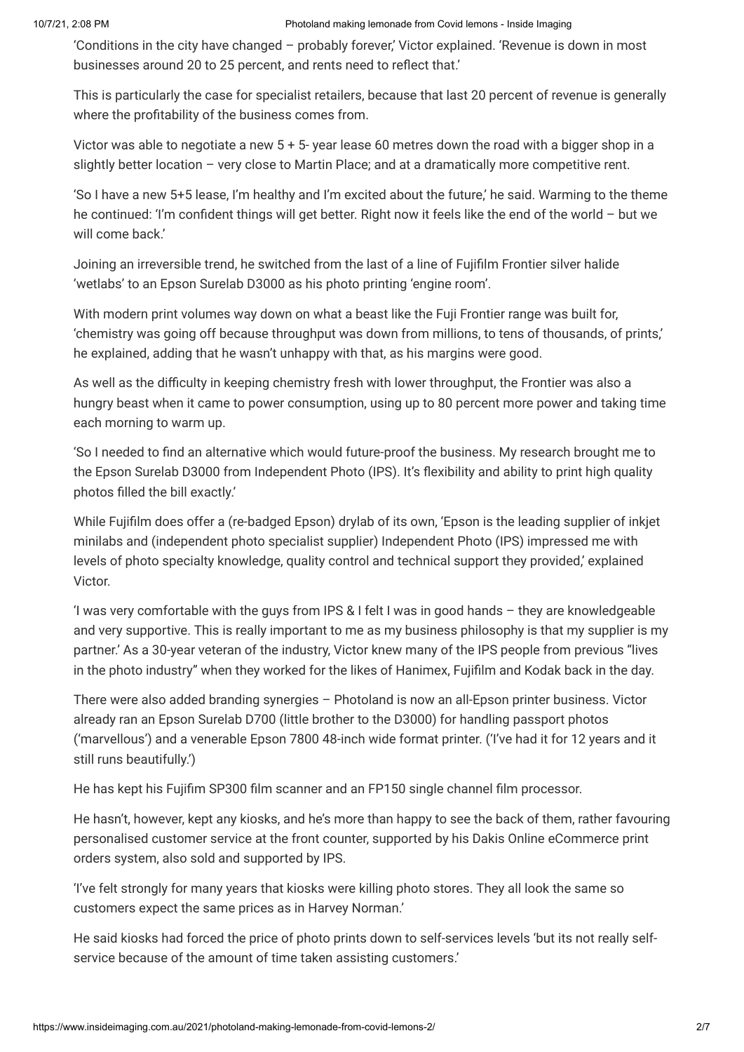'Conditions in the city have changed – probably forever,' Victor explained. 'Revenue is down in most businesses around 20 to 25 percent, and rents need to reflect that.'

This is particularly the case for specialist retailers, because that last 20 percent of revenue is generally where the profitability of the business comes from.

Victor was able to negotiate a new 5 + 5- year lease 60 metres down the road with a bigger shop in a slightly better location – very close to Martin Place; and at a dramatically more competitive rent.

'So I have a new 5+5 lease, I'm healthy and I'm excited about the future,' he said. Warming to the theme he continued: 'I'm confident things will get better. Right now it feels like the end of the world – but we will come back.'

Joining an irreversible trend, he switched from the last of a line of Fujifilm Frontier silver halide 'wetlabs' to an Epson Surelab D3000 as his photo printing 'engine room'.

With modern print volumes way down on what a beast like the Fuji Frontier range was built for, 'chemistry was going off because throughput was down from millions, to tens of thousands, of prints,' he explained, adding that he wasn't unhappy with that, as his margins were good.

As well as the difficulty in keeping chemistry fresh with lower throughput, the Frontier was also a hungry beast when it came to power consumption, using up to 80 percent more power and taking time each morning to warm up.

'So I needed to find an alternative which would future-proof the business. My research brought me to the Epson Surelab D3000 from Independent Photo (IPS). It's flexibility and ability to print high quality photos filled the bill exactly.'

While Fujifilm does offer a (re-badged Epson) drylab of its own, 'Epson is the leading supplier of inkjet minilabs and (independent photo specialist supplier) Independent Photo (IPS) impressed me with levels of photo specialty knowledge, quality control and technical support they provided,' explained Victor.

'I was very comfortable with the guys from IPS & I felt I was in good hands – they are knowledgeable and very supportive. This is really important to me as my business philosophy is that my supplier is my partner.' As a 30-year veteran of the industry, Victor knew many of the IPS people from previous "lives in the photo industry" when they worked for the likes of Hanimex, Fujifilm and Kodak back in the day.

There were also added branding synergies – Photoland is now an all-Epson printer business. Victor already ran an Epson Surelab D700 (little brother to the D3000) for handling passport photos ('marvellous') and a venerable Epson 7800 48-inch wide format printer. ('I've had it for 12 years and it still runs beautifully.')

He has kept his Fujifim SP300 film scanner and an FP150 single channel film processor.

He hasn't, however, kept any kiosks, and he's more than happy to see the back of them, rather favouring personalised customer service at the front counter, supported by his Dakis Online eCommerce print orders system, also sold and supported by IPS.

'I've felt strongly for many years that kiosks were killing photo stores. They all look the same so customers expect the same prices as in Harvey Norman.'

He said kiosks had forced the price of photo prints down to self-services levels 'but its not really self-service because of the amount of time taken assisting customers.'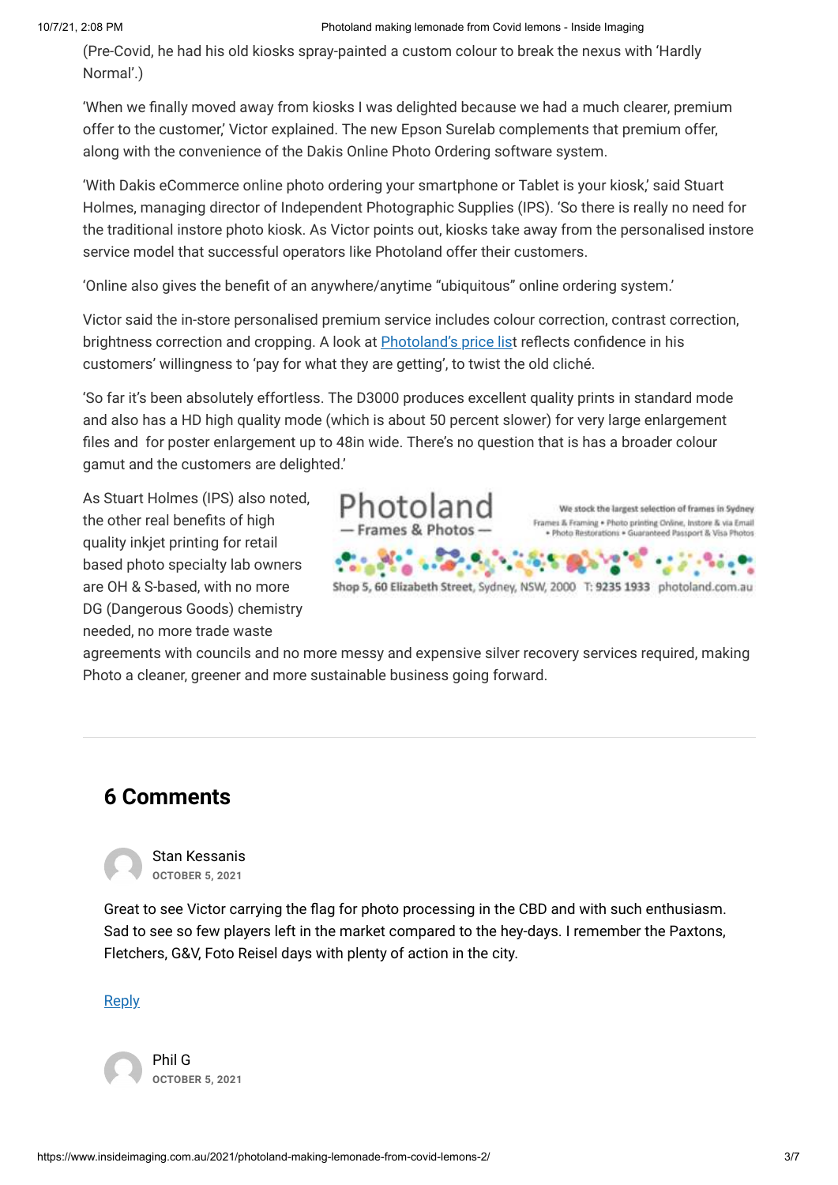(Pre-Covid, he had his old kiosks spray-painted a custom colour to break the nexus with 'Hardly Normal'.)

'When we finally moved away from kiosks I was delighted because we had a much clearer, premium offer to the customer,' Victor explained. The new Epson Surelab complements that premium offer, along with the convenience of the Dakis Online Photo Ordering software system.

'With Dakis eCommerce online photo ordering your smartphone or Tablet is your kiosk,' said Stuart Holmes, managing director of Independent Photographic Supplies (IPS). 'So there is really no need for the traditional instore photo kiosk. As Victor points out, kiosks take away from the personalised instore service model that successful operators like Photoland offer their customers.

'Online also gives the benefit of an anywhere/anytime "ubiquitous" online ordering system.'

Victor said the in-store personalised premium service includes colour correction, contrast correction, brightness correction and cropping. A look at Photoland's price list reflects confidence in his customers' willingness to 'pay for what they are getting', to twist the old cliché.

'So far it's been absolutely effortless. The D3000 produces excellent quality prints in standard mode and also has a HD high quality mode (which is about 50 percent slower) for very large enlargement files and for poster enlargement up to 48in wide. There's no question that is has a broader colour gamut and the customers are delighted.'

Photoland — Frames & Photos —
We stock the largest selection of frames in Sydney
Frames & Framing • Photo printing Online, Instore & via Email • Photo Restorations • Guaranteed Passport & Visa Photos
Shop 5, 60 Elizabeth Street, Sydney, NSW, 2000 T: 9235 1933 photoland.com.au

As Stuart Holmes (IPS) also noted, the other real benefits of high quality inkjet printing for retail based photo specialty lab owners are OH & S-based, with no more DG (Dangerous Goods) chemistry needed, no more trade waste agreements with councils and no more messy and expensive silver recovery services required, making Photo a cleaner, greener and more sustainable business going forward.

---

## 6 Comments

**Stan Kessanis**
OCTOBER 5, 2021

Great to see Victor carrying the flag for photo processing in the CBD and with such enthusiasm. Sad to see so few players left in the market compared to the hey-days. I remember the Paxtons, Fletchers, G&V, Foto Reisel days with plenty of action in the city.

Reply

**Phil G**
OCTOBER 5, 2021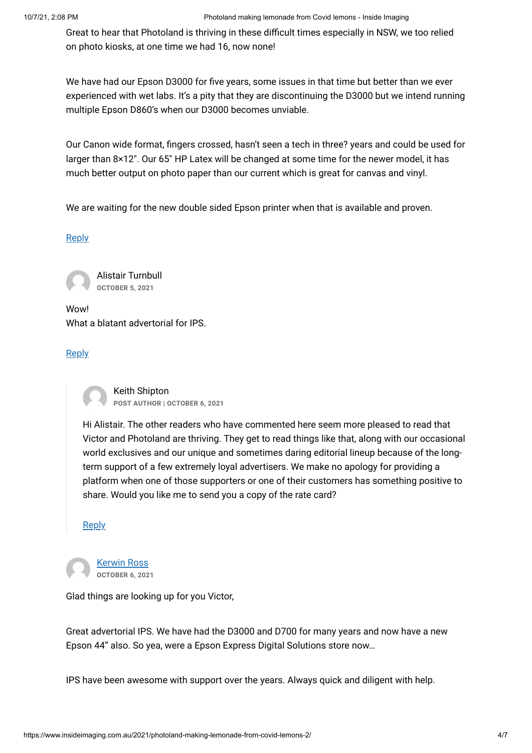Great to hear that Photoland is thriving in these difficult times especially in NSW, we too relied on photo kiosks, at one time we had 16, now none!

We have had our Epson D3000 for five years, some issues in that time but better than we ever experienced with wet labs. It's a pity that they are discontinuing the D3000 but we intend running multiple Epson D860's when our D3000 becomes unviable.

Our Canon wide format, fingers crossed, hasn't seen a tech in three? years and could be used for larger than 8×12". Our 65" HP Latex will be changed at some time for the newer model, it has much better output on photo paper than our current which is great for canvas and vinyl.

We are waiting for the new double sided Epson printer when that is available and proven.

Reply

Alistair Turnbull
**OCTOBER 5, 2021**

Wow!
What a blatant advertorial for IPS.

Reply

> Keith Shipton
> **POST AUTHOR | OCTOBER 6, 2021**
>
> Hi Alistair. The other readers who have commented here seem more pleased to read that Victor and Photoland are thriving. They get to read things like that, along with our occasional world exclusives and our unique and sometimes daring editorial lineup because of the long-term support of a few extremely loyal advertisers. We make no apology for providing a platform when one of those supporters or one of their customers has something positive to share. Would you like me to send you a copy of the rate card?
>
> Reply

Kerwin Ross
**OCTOBER 6, 2021**

Glad things are looking up for you Victor,

Great advertorial IPS. We have had the D3000 and D700 for many years and now have a new Epson 44" also. So yea, were a Epson Express Digital Solutions store now…

IPS have been awesome with support over the years. Always quick and diligent with help.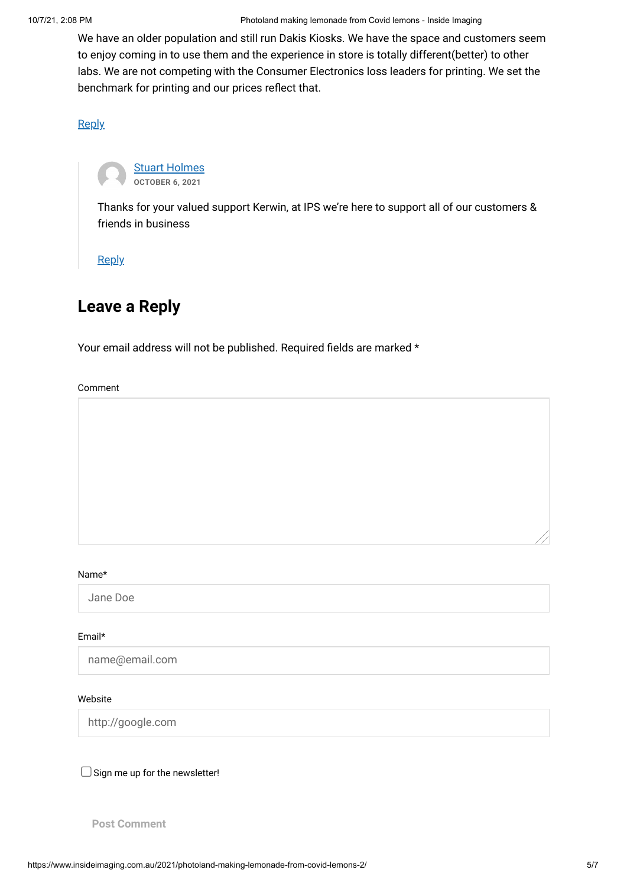We have an older population and still run Dakis Kiosks. We have the space and customers seem to enjoy coming in to use them and the experience in store is totally different(better) to other labs. We are not competing with the Consumer Electronics loss leaders for printing. We set the benchmark for printing and our prices reflect that.

Reply

> **Stuart Holmes**
> OCTOBER 6, 2021
>
> Thanks for your valued support Kerwin, at IPS we're here to support all of our customers & friends in business
>
> Reply

## Leave a Reply

Your email address will not be published. Required fields are marked *

Comment

Name*

Jane Doe

Email*

name@email.com

Website

http://google.com

☐ Sign me up for the newsletter!

Post Comment